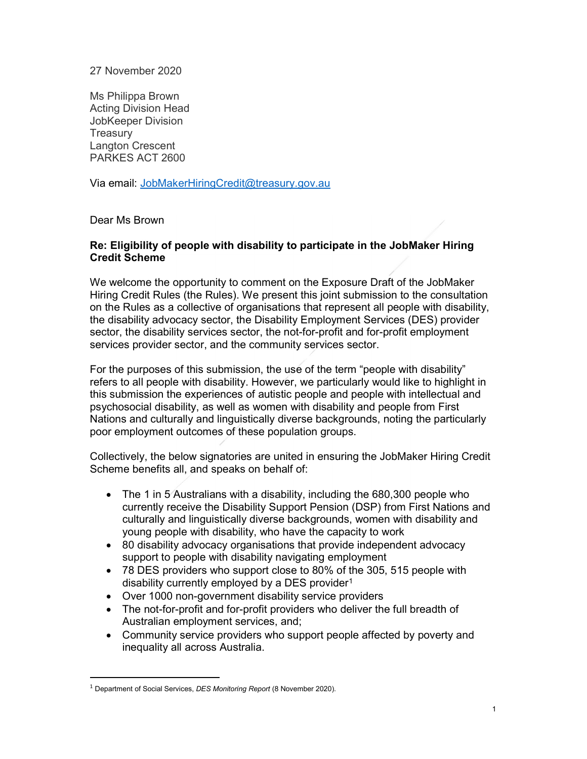27 November 2020

Ms Philippa Brown
Acting Division Head
JobKeeper Division
Treasury
Langton Crescent
PARKES ACT 2600

Via email: JobMakerHiringCredit@treasury.gov.au

Dear Ms Brown

**Re: Eligibility of people with disability to participate in the JobMaker Hiring Credit Scheme**

We welcome the opportunity to comment on the Exposure Draft of the JobMaker Hiring Credit Rules (the Rules). We present this joint submission to the consultation on the Rules as a collective of organisations that represent all people with disability, the disability advocacy sector, the Disability Employment Services (DES) provider sector, the disability services sector, the not-for-profit and for-profit employment services provider sector, and the community services sector.

For the purposes of this submission, the use of the term "people with disability" refers to all people with disability. However, we particularly would like to highlight in this submission the experiences of autistic people and people with intellectual and psychosocial disability, as well as women with disability and people from First Nations and culturally and linguistically diverse backgrounds, noting the particularly poor employment outcomes of these population groups.

Collectively, the below signatories are united in ensuring the JobMaker Hiring Credit Scheme benefits all, and speaks on behalf of:

- The 1 in 5 Australians with a disability, including the 680,300 people who currently receive the Disability Support Pension (DSP) from First Nations and culturally and linguistically diverse backgrounds, women with disability and young people with disability, who have the capacity to work
- 80 disability advocacy organisations that provide independent advocacy support to people with disability navigating employment
- 78 DES providers who support close to 80% of the 305, 515 people with disability currently employed by a DES provider[1]
- Over 1000 non-government disability service providers
- The not-for-profit and for-profit providers who deliver the full breadth of Australian employment services, and;
- Community service providers who support people affected by poverty and inequality all across Australia.

[1] Department of Social Services, *DES Monitoring Report* (8 November 2020).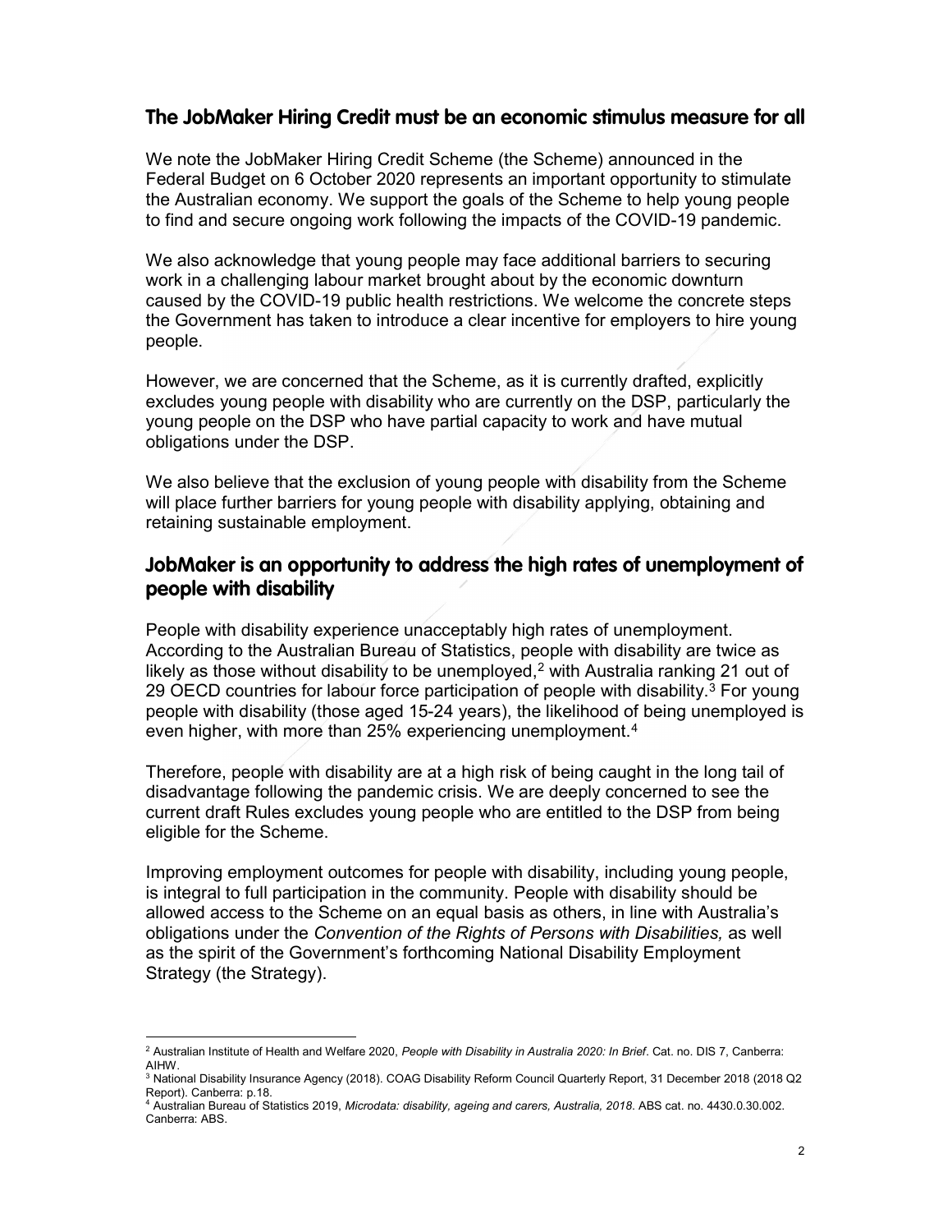## The JobMaker Hiring Credit must be an economic stimulus measure for all

We note the JobMaker Hiring Credit Scheme (the Scheme) announced in the Federal Budget on 6 October 2020 represents an important opportunity to stimulate the Australian economy. We support the goals of the Scheme to help young people to find and secure ongoing work following the impacts of the COVID-19 pandemic.

We also acknowledge that young people may face additional barriers to securing work in a challenging labour market brought about by the economic downturn caused by the COVID-19 public health restrictions. We welcome the concrete steps the Government has taken to introduce a clear incentive for employers to hire young people.

However, we are concerned that the Scheme, as it is currently drafted, explicitly excludes young people with disability who are currently on the DSP, particularly the young people on the DSP who have partial capacity to work and have mutual obligations under the DSP.

We also believe that the exclusion of young people with disability from the Scheme will place further barriers for young people with disability applying, obtaining and retaining sustainable employment.

## JobMaker is an opportunity to address the high rates of unemployment of people with disability

People with disability experience unacceptably high rates of unemployment. According to the Australian Bureau of Statistics, people with disability are twice as likely as those without disability to be unemployed,[2] with Australia ranking 21 out of 29 OECD countries for labour force participation of people with disability.[3] For young people with disability (those aged 15-24 years), the likelihood of being unemployed is even higher, with more than 25% experiencing unemployment.[4]

Therefore, people with disability are at a high risk of being caught in the long tail of disadvantage following the pandemic crisis. We are deeply concerned to see the current draft Rules excludes young people who are entitled to the DSP from being eligible for the Scheme.

Improving employment outcomes for people with disability, including young people, is integral to full participation in the community. People with disability should be allowed access to the Scheme on an equal basis as others, in line with Australia's obligations under the *Convention of the Rights of Persons with Disabilities,* as well as the spirit of the Government's forthcoming National Disability Employment Strategy (the Strategy).

---

[2] Australian Institute of Health and Welfare 2020, *People with Disability in Australia 2020: In Brief*. Cat. no. DIS 7, Canberra: AIHW.

[3] National Disability Insurance Agency (2018). COAG Disability Reform Council Quarterly Report, 31 December 2018 (2018 Q2 Report). Canberra: p.18.

[4] Australian Bureau of Statistics 2019, *Microdata: disability, ageing and carers, Australia, 2018*. ABS cat. no. 4430.0.30.002. Canberra: ABS.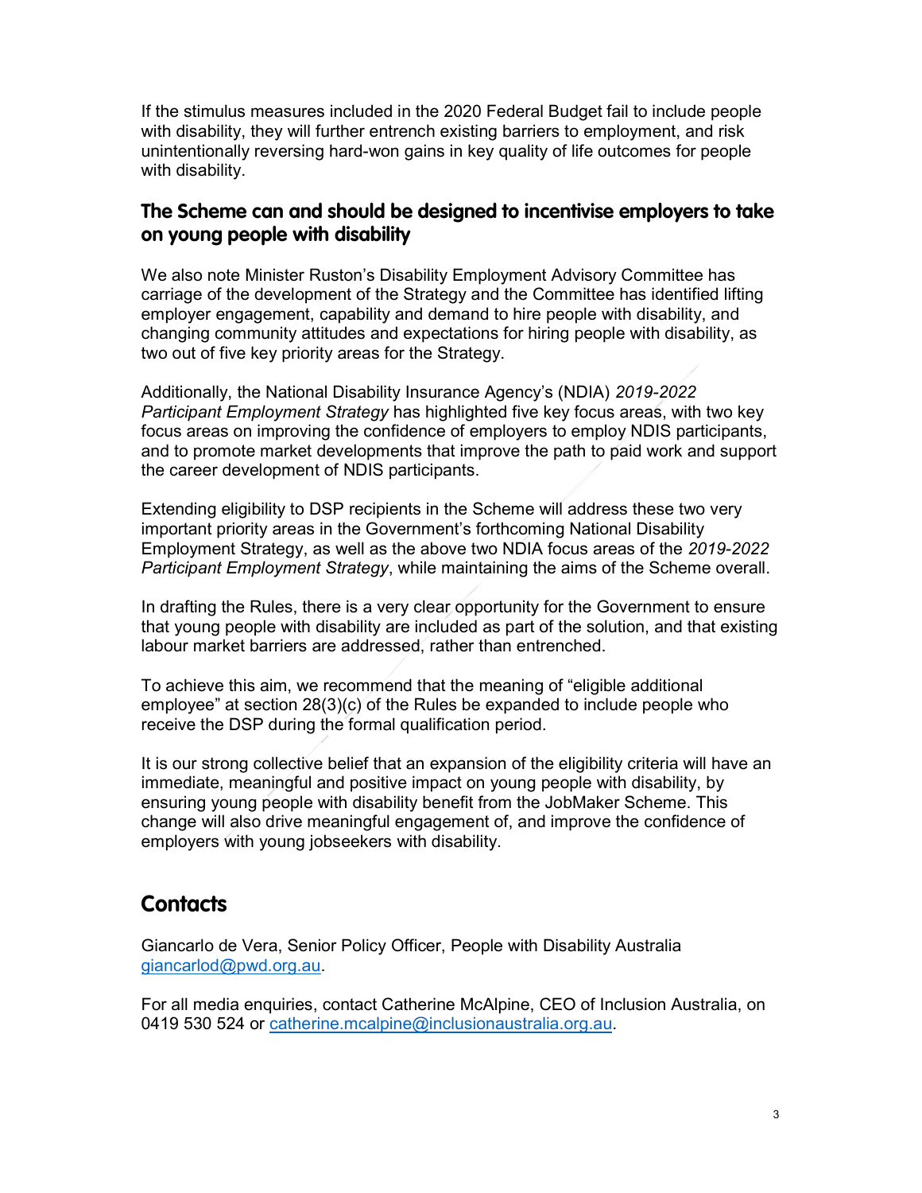If the stimulus measures included in the 2020 Federal Budget fail to include people with disability, they will further entrench existing barriers to employment, and risk unintentionally reversing hard-won gains in key quality of life outcomes for people with disability.

### The Scheme can and should be designed to incentivise employers to take on young people with disability

We also note Minister Ruston's Disability Employment Advisory Committee has carriage of the development of the Strategy and the Committee has identified lifting employer engagement, capability and demand to hire people with disability, and changing community attitudes and expectations for hiring people with disability, as two out of five key priority areas for the Strategy.

Additionally, the National Disability Insurance Agency's (NDIA) *2019-2022 Participant Employment Strategy* has highlighted five key focus areas, with two key focus areas on improving the confidence of employers to employ NDIS participants, and to promote market developments that improve the path to paid work and support the career development of NDIS participants.

Extending eligibility to DSP recipients in the Scheme will address these two very important priority areas in the Government's forthcoming National Disability Employment Strategy, as well as the above two NDIA focus areas of the *2019-2022 Participant Employment Strategy*, while maintaining the aims of the Scheme overall.

In drafting the Rules, there is a very clear opportunity for the Government to ensure that young people with disability are included as part of the solution, and that existing labour market barriers are addressed, rather than entrenched.

To achieve this aim, we recommend that the meaning of "eligible additional employee" at section 28(3)(c) of the Rules be expanded to include people who receive the DSP during the formal qualification period.

It is our strong collective belief that an expansion of the eligibility criteria will have an immediate, meaningful and positive impact on young people with disability, by ensuring young people with disability benefit from the JobMaker Scheme. This change will also drive meaningful engagement of, and improve the confidence of employers with young jobseekers with disability.

## Contacts

Giancarlo de Vera, Senior Policy Officer, People with Disability Australia [giancarlod@pwd.org.au](mailto:giancarlod@pwd.org.au).

For all media enquiries, contact Catherine McAlpine, CEO of Inclusion Australia, on 0419 530 524 or [catherine.mcalpine@inclusionaustralia.org.au](mailto:catherine.mcalpine@inclusionaustralia.org.au).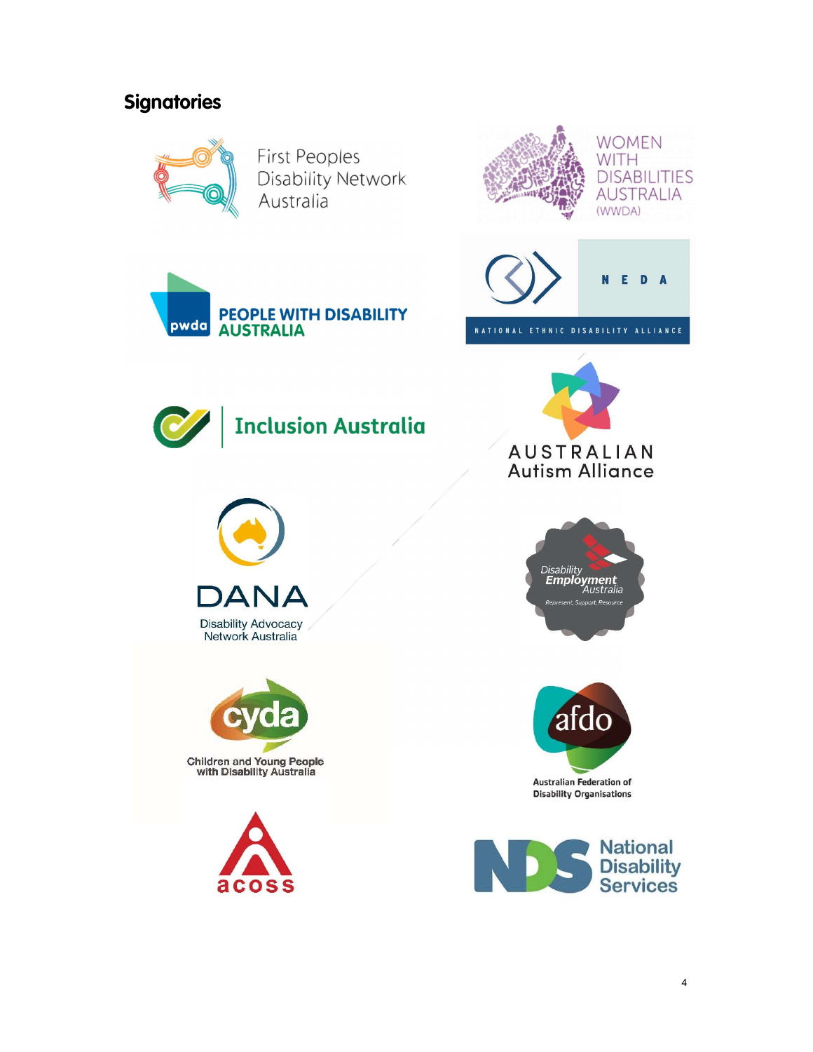## Signatories

First Peoples Disability Network Australia

WOMEN WITH DISABILITIES AUSTRALIA (WWDA)

pwda PEOPLE WITH DISABILITY AUSTRALIA

NEDA NATIONAL ETHNIC DISABILITY ALLIANCE

Inclusion Australia

AUSTRALIAN Autism Alliance

DANA Disability Advocacy Network Australia

Disability Employment Australia Represent, Support, Resource

cyda Children and Young People with Disability Australia

afdo Australian Federation of Disability Organisations

acoss

NDS National Disability Services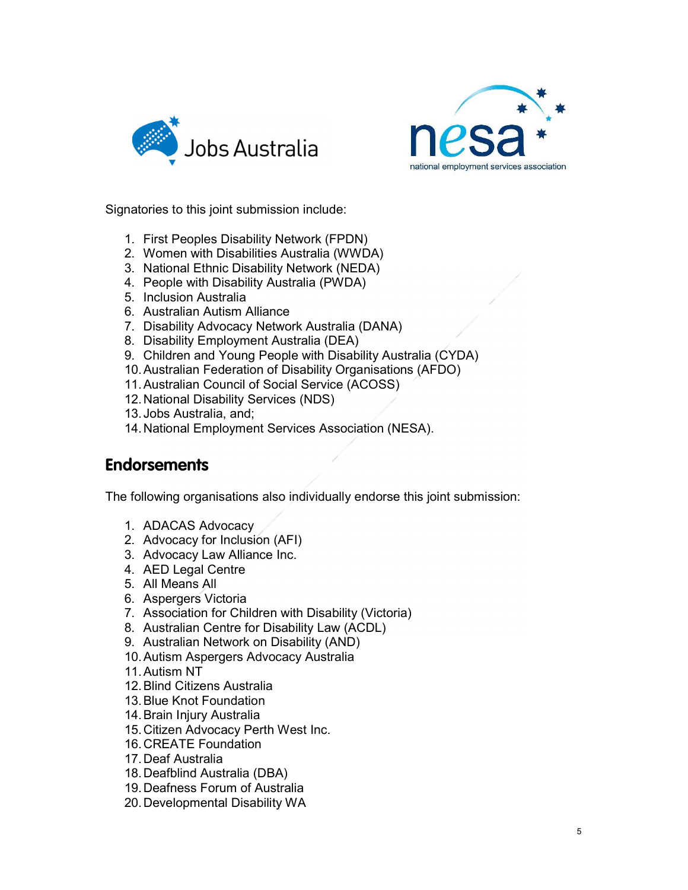Signatories to this joint submission include:

1. First Peoples Disability Network (FPDN)
2. Women with Disabilities Australia (WWDA)
3. National Ethnic Disability Network (NEDA)
4. People with Disability Australia (PWDA)
5. Inclusion Australia
6. Australian Autism Alliance
7. Disability Advocacy Network Australia (DANA)
8. Disability Employment Australia (DEA)
9. Children and Young People with Disability Australia (CYDA)
10. Australian Federation of Disability Organisations (AFDO)
11. Australian Council of Social Service (ACOSS)
12. National Disability Services (NDS)
13. Jobs Australia, and;
14. National Employment Services Association (NESA).

## Endorsements

The following organisations also individually endorse this joint submission:

1. ADACAS Advocacy
2. Advocacy for Inclusion (AFI)
3. Advocacy Law Alliance Inc.
4. AED Legal Centre
5. All Means All
6. Aspergers Victoria
7. Association for Children with Disability (Victoria)
8. Australian Centre for Disability Law (ACDL)
9. Australian Network on Disability (AND)
10. Autism Aspergers Advocacy Australia
11. Autism NT
12. Blind Citizens Australia
13. Blue Knot Foundation
14. Brain Injury Australia
15. Citizen Advocacy Perth West Inc.
16. CREATE Foundation
17. Deaf Australia
18. Deafblind Australia (DBA)
19. Deafness Forum of Australia
20. Developmental Disability WA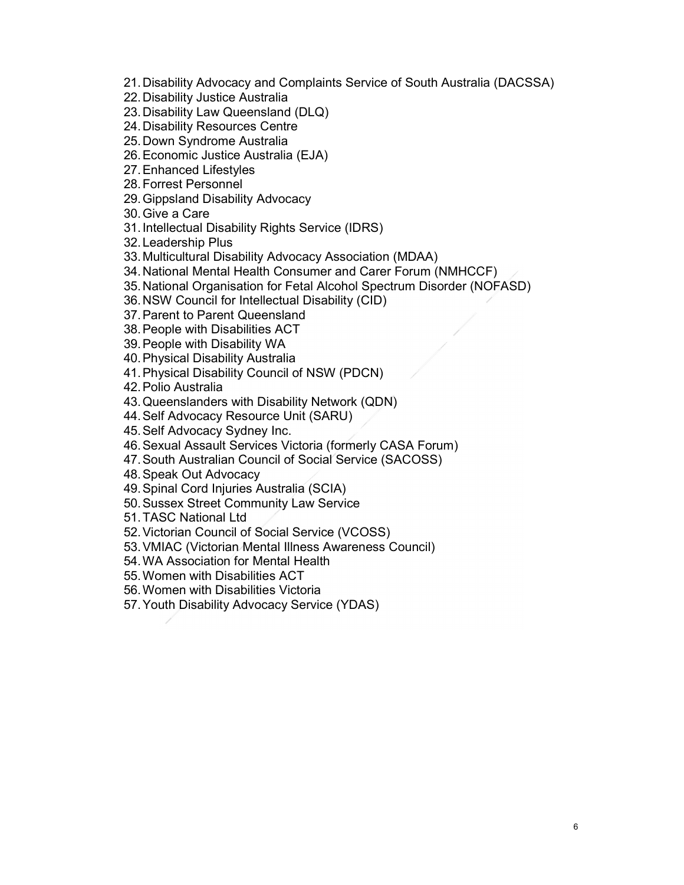21. Disability Advocacy and Complaints Service of South Australia (DACSSA)
22. Disability Justice Australia
23. Disability Law Queensland (DLQ)
24. Disability Resources Centre
25. Down Syndrome Australia
26. Economic Justice Australia (EJA)
27. Enhanced Lifestyles
28. Forrest Personnel
29. Gippsland Disability Advocacy
30. Give a Care
31. Intellectual Disability Rights Service (IDRS)
32. Leadership Plus
33. Multicultural Disability Advocacy Association (MDAA)
34. National Mental Health Consumer and Carer Forum (NMHCCF)
35. National Organisation for Fetal Alcohol Spectrum Disorder (NOFASD)
36. NSW Council for Intellectual Disability (CID)
37. Parent to Parent Queensland
38. People with Disabilities ACT
39. People with Disability WA
40. Physical Disability Australia
41. Physical Disability Council of NSW (PDCN)
42. Polio Australia
43. Queenslanders with Disability Network (QDN)
44. Self Advocacy Resource Unit (SARU)
45. Self Advocacy Sydney Inc.
46. Sexual Assault Services Victoria (formerly CASA Forum)
47. South Australian Council of Social Service (SACOSS)
48. Speak Out Advocacy
49. Spinal Cord Injuries Australia (SCIA)
50. Sussex Street Community Law Service
51. TASC National Ltd
52. Victorian Council of Social Service (VCOSS)
53. VMIAC (Victorian Mental Illness Awareness Council)
54. WA Association for Mental Health
55. Women with Disabilities ACT
56. Women with Disabilities Victoria
57. Youth Disability Advocacy Service (YDAS)